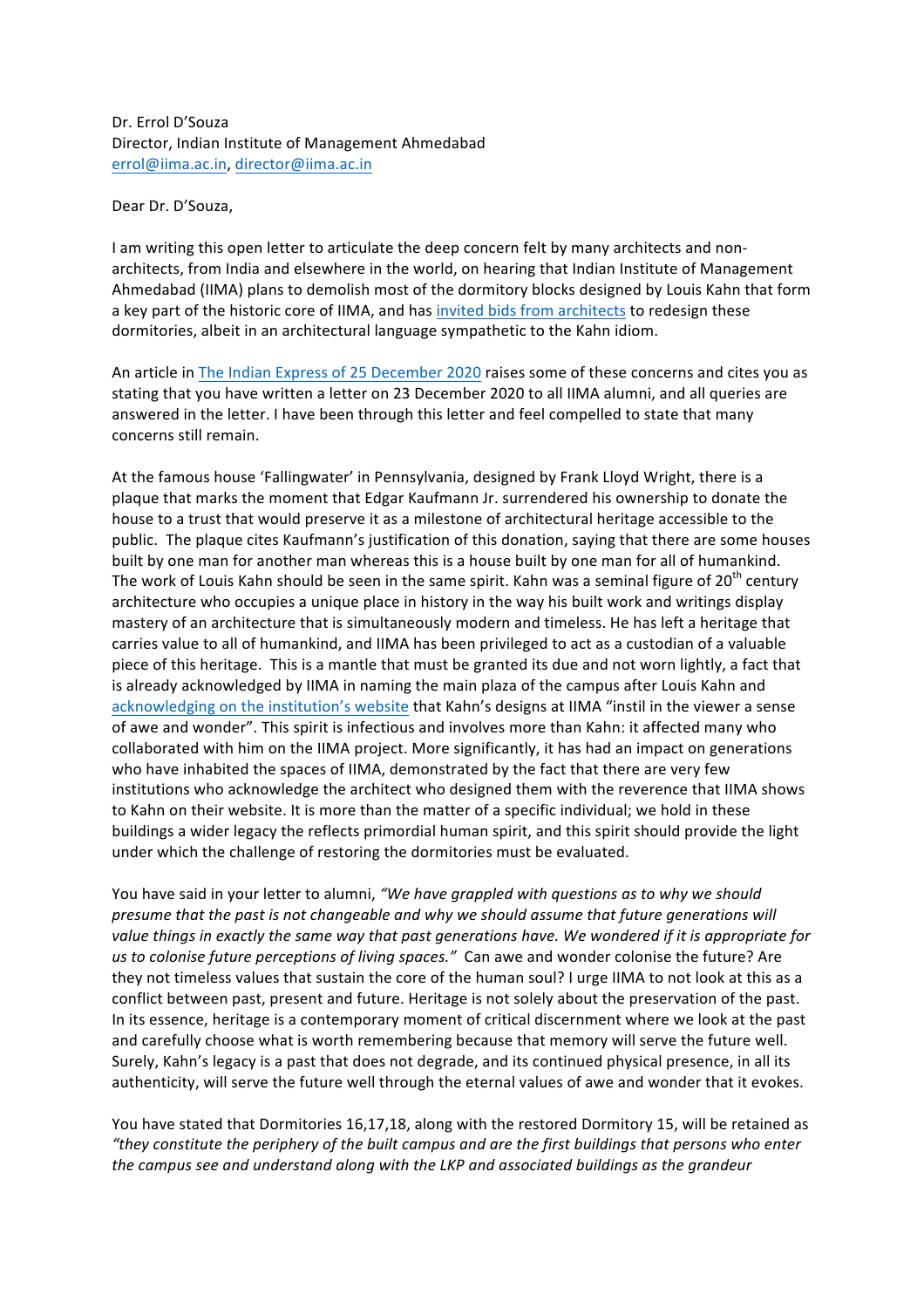Dr. Errol D'Souza
Director, Indian Institute of Management Ahmedabad
errol@iima.ac.in, director@iima.ac.in

Dear Dr. D'Souza,

I am writing this open letter to articulate the deep concern felt by many architects and non-architects, from India and elsewhere in the world, on hearing that Indian Institute of Management Ahmedabad (IIMA) plans to demolish most of the dormitory blocks designed by Louis Kahn that form a key part of the historic core of IIMA, and has invited bids from architects to redesign these dormitories, albeit in an architectural language sympathetic to the Kahn idiom.

An article in The Indian Express of 25 December 2020 raises some of these concerns and cites you as stating that you have written a letter on 23 December 2020 to all IIMA alumni, and all queries are answered in the letter. I have been through this letter and feel compelled to state that many concerns still remain.

At the famous house 'Fallingwater' in Pennsylvania, designed by Frank Lloyd Wright, there is a plaque that marks the moment that Edgar Kaufmann Jr. surrendered his ownership to donate the house to a trust that would preserve it as a milestone of architectural heritage accessible to the public. The plaque cites Kaufmann's justification of this donation, saying that there are some houses built by one man for another man whereas this is a house built by one man for all of humankind. The work of Louis Kahn should be seen in the same spirit. Kahn was a seminal figure of 20th century architecture who occupies a unique place in history in the way his built work and writings display mastery of an architecture that is simultaneously modern and timeless. He has left a heritage that carries value to all of humankind, and IIMA has been privileged to act as a custodian of a valuable piece of this heritage. This is a mantle that must be granted its due and not worn lightly, a fact that is already acknowledged by IIMA in naming the main plaza of the campus after Louis Kahn and acknowledging on the institution's website that Kahn's designs at IIMA "instil in the viewer a sense of awe and wonder". This spirit is infectious and involves more than Kahn: it affected many who collaborated with him on the IIMA project. More significantly, it has had an impact on generations who have inhabited the spaces of IIMA, demonstrated by the fact that there are very few institutions who acknowledge the architect who designed them with the reverence that IIMA shows to Kahn on their website. It is more than the matter of a specific individual; we hold in these buildings a wider legacy the reflects primordial human spirit, and this spirit should provide the light under which the challenge of restoring the dormitories must be evaluated.

You have said in your letter to alumni, *"We have grappled with questions as to why we should presume that the past is not changeable and why we should assume that future generations will value things in exactly the same way that past generations have. We wondered if it is appropriate for us to colonise future perceptions of living spaces."* Can awe and wonder colonise the future? Are they not timeless values that sustain the core of the human soul? I urge IIMA to not look at this as a conflict between past, present and future. Heritage is not solely about the preservation of the past. In its essence, heritage is a contemporary moment of critical discernment where we look at the past and carefully choose what is worth remembering because that memory will serve the future well. Surely, Kahn's legacy is a past that does not degrade, and its continued physical presence, in all its authenticity, will serve the future well through the eternal values of awe and wonder that it evokes.

You have stated that Dormitories 16,17,18, along with the restored Dormitory 15, will be retained as *"they constitute the periphery of the built campus and are the first buildings that persons who enter the campus see and understand along with the LKP and associated buildings as the grandeur*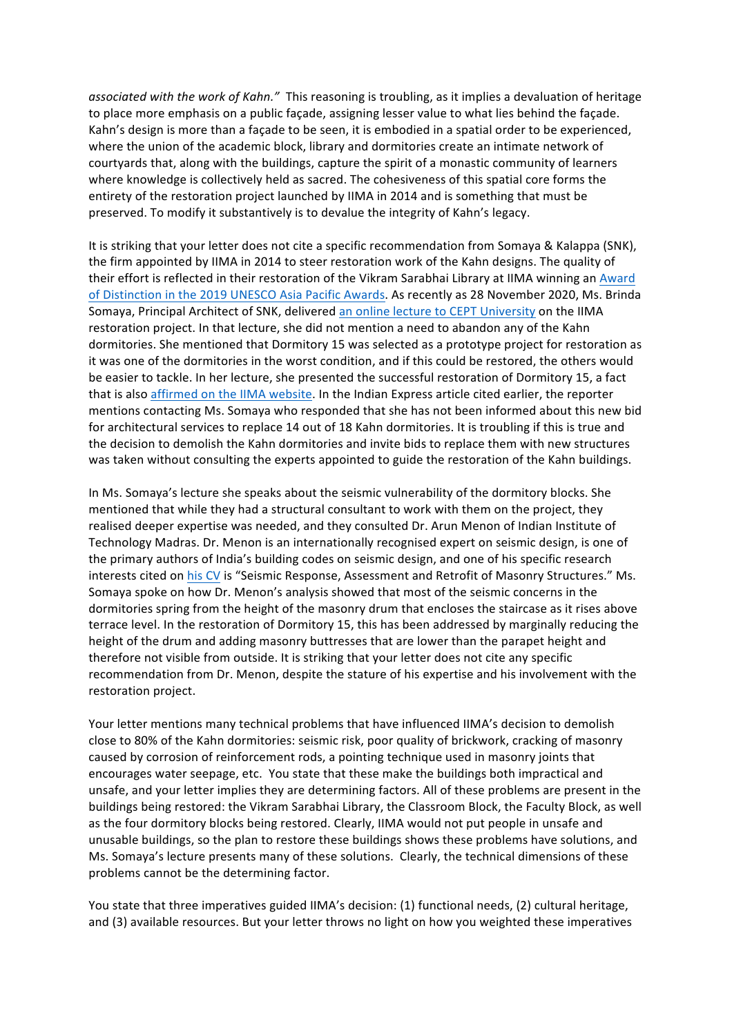*associated with the work of Kahn."* This reasoning is troubling, as it implies a devaluation of heritage to place more emphasis on a public façade, assigning lesser value to what lies behind the façade. Kahn's design is more than a façade to be seen, it is embodied in a spatial order to be experienced, where the union of the academic block, library and dormitories create an intimate network of courtyards that, along with the buildings, capture the spirit of a monastic community of learners where knowledge is collectively held as sacred. The cohesiveness of this spatial core forms the entirety of the restoration project launched by IIMA in 2014 and is something that must be preserved. To modify it substantively is to devalue the integrity of Kahn's legacy.

It is striking that your letter does not cite a specific recommendation from Somaya & Kalappa (SNK), the firm appointed by IIMA in 2014 to steer restoration work of the Kahn designs. The quality of their effort is reflected in their restoration of the Vikram Sarabhai Library at IIMA winning an Award of Distinction in the 2019 UNESCO Asia Pacific Awards. As recently as 28 November 2020, Ms. Brinda Somaya, Principal Architect of SNK, delivered an online lecture to CEPT University on the IIMA restoration project. In that lecture, she did not mention a need to abandon any of the Kahn dormitories. She mentioned that Dormitory 15 was selected as a prototype project for restoration as it was one of the dormitories in the worst condition, and if this could be restored, the others would be easier to tackle. In her lecture, she presented the successful restoration of Dormitory 15, a fact that is also affirmed on the IIMA website. In the Indian Express article cited earlier, the reporter mentions contacting Ms. Somaya who responded that she has not been informed about this new bid for architectural services to replace 14 out of 18 Kahn dormitories. It is troubling if this is true and the decision to demolish the Kahn dormitories and invite bids to replace them with new structures was taken without consulting the experts appointed to guide the restoration of the Kahn buildings.

In Ms. Somaya's lecture she speaks about the seismic vulnerability of the dormitory blocks. She mentioned that while they had a structural consultant to work with them on the project, they realised deeper expertise was needed, and they consulted Dr. Arun Menon of Indian Institute of Technology Madras. Dr. Menon is an internationally recognised expert on seismic design, is one of the primary authors of India's building codes on seismic design, and one of his specific research interests cited on his CV is "Seismic Response, Assessment and Retrofit of Masonry Structures." Ms. Somaya spoke on how Dr. Menon's analysis showed that most of the seismic concerns in the dormitories spring from the height of the masonry drum that encloses the staircase as it rises above terrace level. In the restoration of Dormitory 15, this has been addressed by marginally reducing the height of the drum and adding masonry buttresses that are lower than the parapet height and therefore not visible from outside. It is striking that your letter does not cite any specific recommendation from Dr. Menon, despite the stature of his expertise and his involvement with the restoration project.

Your letter mentions many technical problems that have influenced IIMA's decision to demolish close to 80% of the Kahn dormitories: seismic risk, poor quality of brickwork, cracking of masonry caused by corrosion of reinforcement rods, a pointing technique used in masonry joints that encourages water seepage, etc. You state that these make the buildings both impractical and unsafe, and your letter implies they are determining factors. All of these problems are present in the buildings being restored: the Vikram Sarabhai Library, the Classroom Block, the Faculty Block, as well as the four dormitory blocks being restored. Clearly, IIMA would not put people in unsafe and unusable buildings, so the plan to restore these buildings shows these problems have solutions, and Ms. Somaya's lecture presents many of these solutions. Clearly, the technical dimensions of these problems cannot be the determining factor.

You state that three imperatives guided IIMA's decision: (1) functional needs, (2) cultural heritage, and (3) available resources. But your letter throws no light on how you weighted these imperatives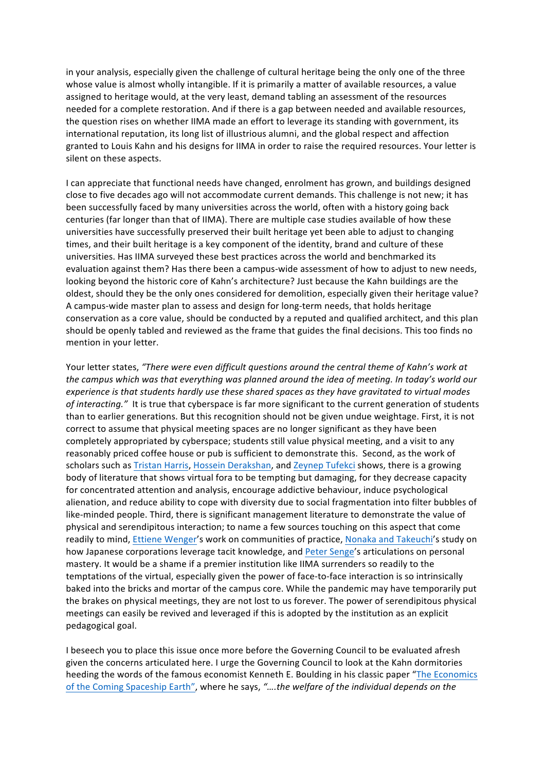in your analysis, especially given the challenge of cultural heritage being the only one of the three whose value is almost wholly intangible. If it is primarily a matter of available resources, a value assigned to heritage would, at the very least, demand tabling an assessment of the resources needed for a complete restoration. And if there is a gap between needed and available resources, the question rises on whether IIMA made an effort to leverage its standing with government, its international reputation, its long list of illustrious alumni, and the global respect and affection granted to Louis Kahn and his designs for IIMA in order to raise the required resources. Your letter is silent on these aspects.

I can appreciate that functional needs have changed, enrolment has grown, and buildings designed close to five decades ago will not accommodate current demands. This challenge is not new; it has been successfully faced by many universities across the world, often with a history going back centuries (far longer than that of IIMA). There are multiple case studies available of how these universities have successfully preserved their built heritage yet been able to adjust to changing times, and their built heritage is a key component of the identity, brand and culture of these universities. Has IIMA surveyed these best practices across the world and benchmarked its evaluation against them? Has there been a campus-wide assessment of how to adjust to new needs, looking beyond the historic core of Kahn's architecture? Just because the Kahn buildings are the oldest, should they be the only ones considered for demolition, especially given their heritage value? A campus-wide master plan to assess and design for long-term needs, that holds heritage conservation as a core value, should be conducted by a reputed and qualified architect, and this plan should be openly tabled and reviewed as the frame that guides the final decisions. This too finds no mention in your letter.

Your letter states, *"There were even difficult questions around the central theme of Kahn's work at the campus which was that everything was planned around the idea of meeting. In today's world our experience is that students hardly use these shared spaces as they have gravitated to virtual modes of interacting."* It is true that cyberspace is far more significant to the current generation of students than to earlier generations. But this recognition should not be given undue weightage. First, it is not correct to assume that physical meeting spaces are no longer significant as they have been completely appropriated by cyberspace; students still value physical meeting, and a visit to any reasonably priced coffee house or pub is sufficient to demonstrate this. Second, as the work of scholars such as Tristan Harris, Hossein Derakshan, and Zeynep Tufekci shows, there is a growing body of literature that shows virtual fora to be tempting but damaging, for they decrease capacity for concentrated attention and analysis, encourage addictive behaviour, induce psychological alienation, and reduce ability to cope with diversity due to social fragmentation into filter bubbles of like-minded people. Third, there is significant management literature to demonstrate the value of physical and serendipitous interaction; to name a few sources touching on this aspect that come readily to mind, Ettiene Wenger's work on communities of practice, Nonaka and Takeuchi's study on how Japanese corporations leverage tacit knowledge, and Peter Senge's articulations on personal mastery. It would be a shame if a premier institution like IIMA surrenders so readily to the temptations of the virtual, especially given the power of face-to-face interaction is so intrinsically baked into the bricks and mortar of the campus core. While the pandemic may have temporarily put the brakes on physical meetings, they are not lost to us forever. The power of serendipitous physical meetings can easily be revived and leveraged if this is adopted by the institution as an explicit pedagogical goal.

I beseech you to place this issue once more before the Governing Council to be evaluated afresh given the concerns articulated here. I urge the Governing Council to look at the Kahn dormitories heeding the words of the famous economist Kenneth E. Boulding in his classic paper "The Economics of the Coming Spaceship Earth", where he says, *"….the welfare of the individual depends on the*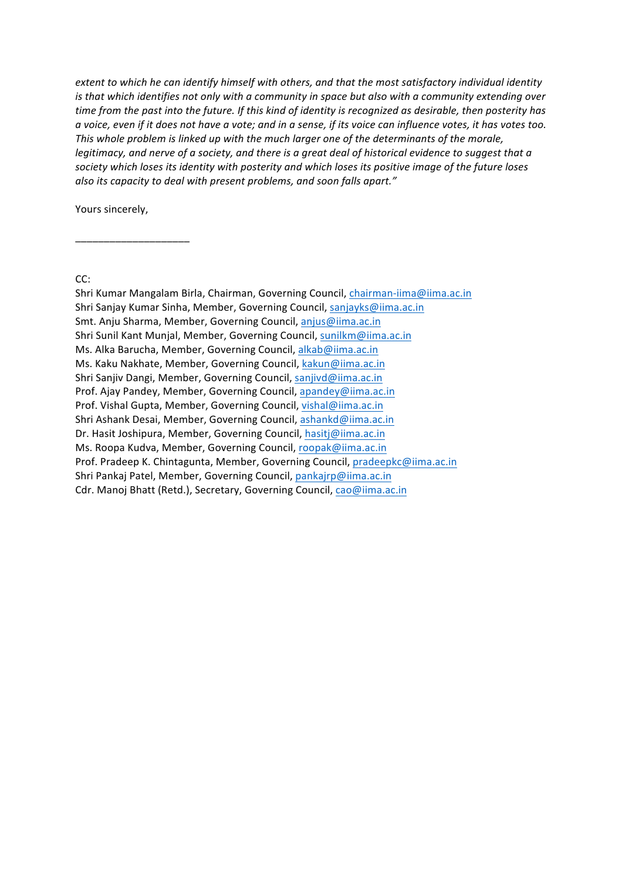*extent to which he can identify himself with others, and that the most satisfactory individual identity is that which identifies not only with a community in space but also with a community extending over time from the past into the future. If this kind of identity is recognized as desirable, then posterity has a voice, even if it does not have a vote; and in a sense, if its voice can influence votes, it has votes too. This whole problem is linked up with the much larger one of the determinants of the morale, legitimacy, and nerve of a society, and there is a great deal of historical evidence to suggest that a society which loses its identity with posterity and which loses its positive image of the future loses also its capacity to deal with present problems, and soon falls apart."*

Yours sincerely,

____________________

CC:
Shri Kumar Mangalam Birla, Chairman, Governing Council, chairman-iima@iima.ac.in
Shri Sanjay Kumar Sinha, Member, Governing Council, sanjayks@iima.ac.in
Smt. Anju Sharma, Member, Governing Council, anjus@iima.ac.in
Shri Sunil Kant Munjal, Member, Governing Council, sunilkm@iima.ac.in
Ms. Alka Barucha, Member, Governing Council, alkab@iima.ac.in
Ms. Kaku Nakhate, Member, Governing Council, kakun@iima.ac.in
Shri Sanjiv Dangi, Member, Governing Council, sanjivd@iima.ac.in
Prof. Ajay Pandey, Member, Governing Council, apandey@iima.ac.in
Prof. Vishal Gupta, Member, Governing Council, vishal@iima.ac.in
Shri Ashank Desai, Member, Governing Council, ashankd@iima.ac.in
Dr. Hasit Joshipura, Member, Governing Council, hasitj@iima.ac.in
Ms. Roopa Kudva, Member, Governing Council, roopak@iima.ac.in
Prof. Pradeep K. Chintagunta, Member, Governing Council, pradeepkc@iima.ac.in
Shri Pankaj Patel, Member, Governing Council, pankajrp@iima.ac.in
Cdr. Manoj Bhatt (Retd.), Secretary, Governing Council, cao@iima.ac.in